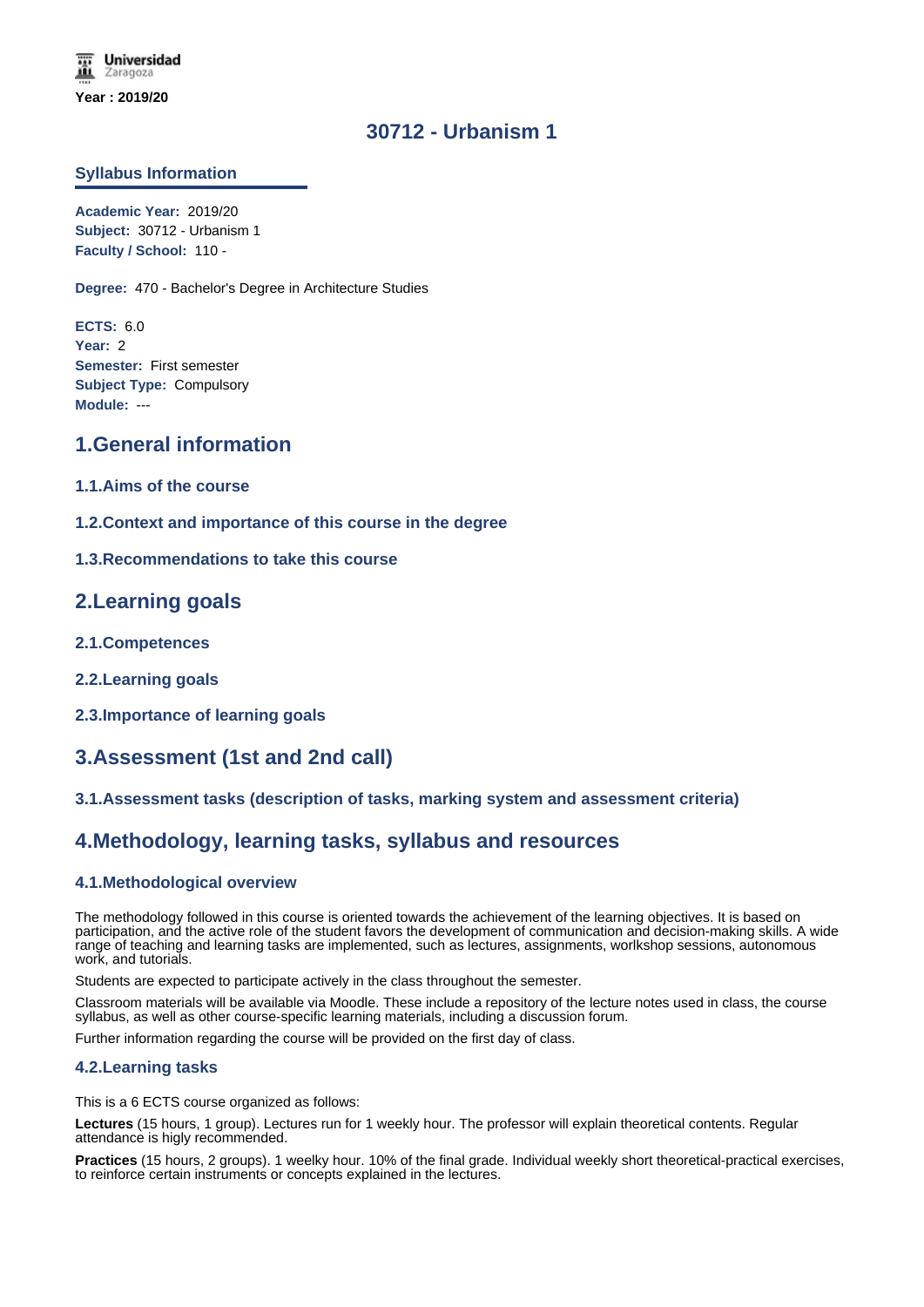Universidad Zaragoza

Year : 2019/20

# 30712 - Urbanism 1

## Syllabus Information

**Academic Year:** 2019/20
**Subject:** 30712 - Urbanism 1
**Faculty / School:** 110 -

**Degree:** 470 - Bachelor's Degree in Architecture Studies

**ECTS:** 6.0
**Year:** 2
**Semester:** First semester
**Subject Type:** Compulsory
**Module:** ---

## 1.General information

### 1.1.Aims of the course

### 1.2.Context and importance of this course in the degree

### 1.3.Recommendations to take this course

## 2.Learning goals

### 2.1.Competences

### 2.2.Learning goals

### 2.3.Importance of learning goals

## 3.Assessment (1st and 2nd call)

### 3.1.Assessment tasks (description of tasks, marking system and assessment criteria)

## 4.Methodology, learning tasks, syllabus and resources

### 4.1.Methodological overview

The methodology followed in this course is oriented towards the achievement of the learning objectives. It is based on participation, and the active role of the student favors the development of communication and decision-making skills. A wide range of teaching and learning tasks are implemented, such as lectures, assignments, workshop sessions, autonomous work, and tutorials.

Students are expected to participate actively in the class throughout the semester.

Classroom materials will be available via Moodle. These include a repository of the lecture notes used in class, the course syllabus, as well as other course-specific learning materials, including a discussion forum.

Further information regarding the course will be provided on the first day of class.

### 4.2.Learning tasks

This is a 6 ECTS course organized as follows:

**Lectures** (15 hours, 1 group). Lectures run for 1 weekly hour. The professor will explain theoretical contents. Regular attendance is higly recommended.

**Practices** (15 hours, 2 groups). 1 weelky hour. 10% of the final grade. Individual weekly short theoretical-practical exercises, to reinforce certain instruments or concepts explained in the lectures.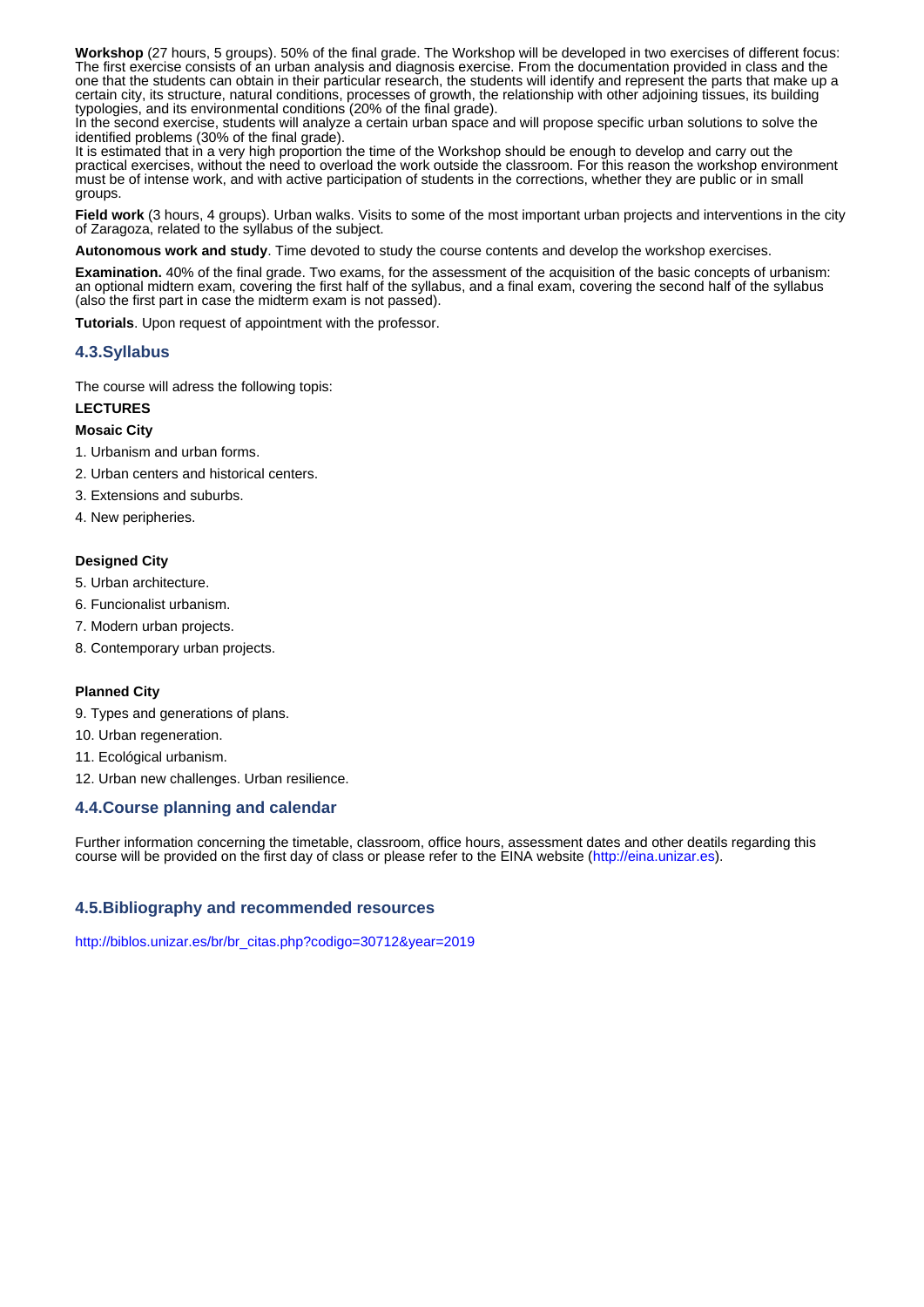**Workshop** (27 hours, 5 groups). 50% of the final grade. The Workshop will be developed in two exercises of different focus: The first exercise consists of an urban analysis and diagnosis exercise. From the documentation provided in class and the one that the students can obtain in their particular research, the students will identify and represent the parts that make up a certain city, its structure, natural conditions, processes of growth, the relationship with other adjoining tissues, its building typologies, and its environmental conditions (20% of the final grade).
In the second exercise, students will analyze a certain urban space and will propose specific urban solutions to solve the identified problems (30% of the final grade).
It is estimated that in a very high proportion the time of the Workshop should be enough to develop and carry out the practical exercises, without the need to overload the work outside the classroom. For this reason the workshop environment must be of intense work, and with active participation of students in the corrections, whether they are public or in small groups.

**Field work** (3 hours, 4 groups). Urban walks. Visits to some of the most important urban projects and interventions in the city of Zaragoza, related to the syllabus of the subject.

**Autonomous work and study**. Time devoted to study the course contents and develop the workshop exercises.

**Examination.** 40% of the final grade. Two exams, for the assessment of the acquisition of the basic concepts of urbanism: an optional midtern exam, covering the first half of the syllabus, and a final exam, covering the second half of the syllabus (also the first part in case the midterm exam is not passed).

**Tutorials**. Upon request of appointment with the professor.

## 4.3.Syllabus

The course will adress the following topis:

**LECTURES**

**Mosaic City**

1. Urbanism and urban forms.
2. Urban centers and historical centers.
3. Extensions and suburbs.
4. New peripheries.

**Designed City**

5. Urban architecture.
6. Funcionalist urbanism.
7. Modern urban projects.
8. Contemporary urban projects.

**Planned City**

9. Types and generations of plans.
10. Urban regeneration.
11. Ecológical urbanism.
12. Urban new challenges. Urban resilience.

## 4.4.Course planning and calendar

Further information concerning the timetable, classroom, office hours, assessment dates and other deatils regarding this course will be provided on the first day of class or please refer to the EINA website (http://eina.unizar.es).

## 4.5.Bibliography and recommended resources

http://biblos.unizar.es/br/br_citas.php?codigo=30712&year=2019